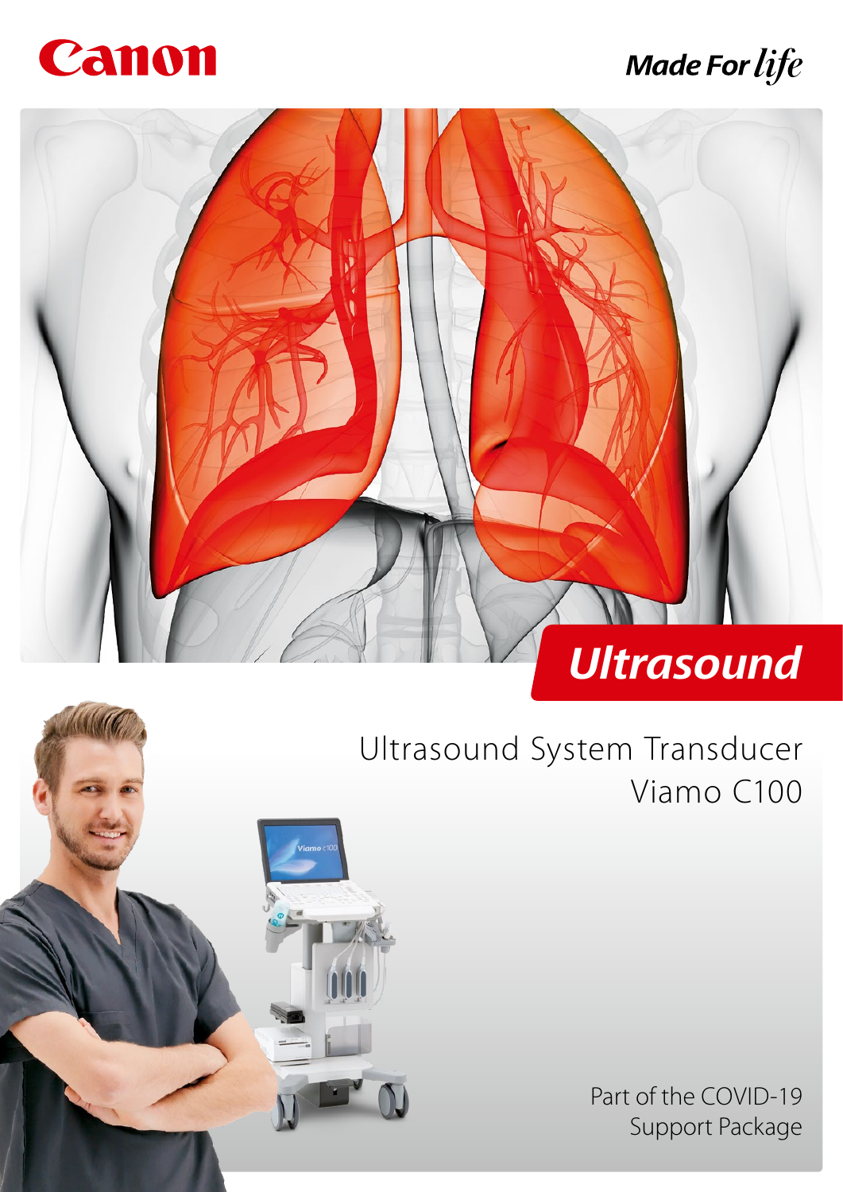Canon

Made For life

# Ultrasound

## Ultrasound System Transducer Viamo C100

Part of the COVID-19 Support Package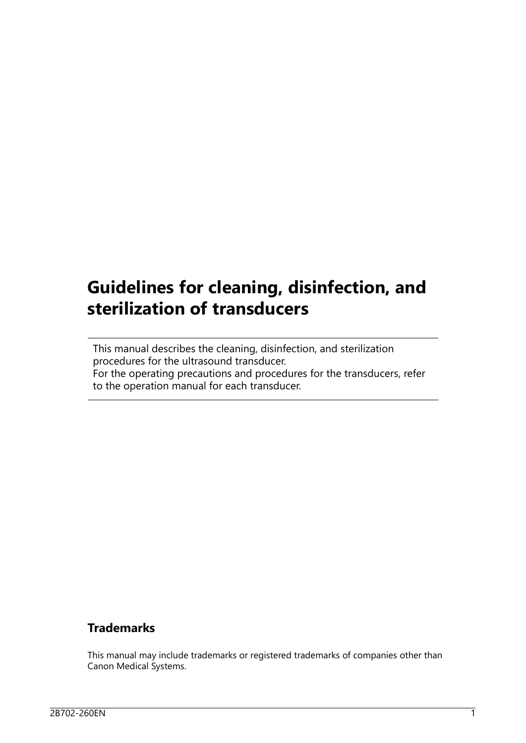# Guidelines for cleaning, disinfection, and sterilization of transducers

This manual describes the cleaning, disinfection, and sterilization procedures for the ultrasound transducer.
For the operating precautions and procedures for the transducers, refer to the operation manual for each transducer.

## Trademarks

This manual may include trademarks or registered trademarks of companies other than Canon Medical Systems.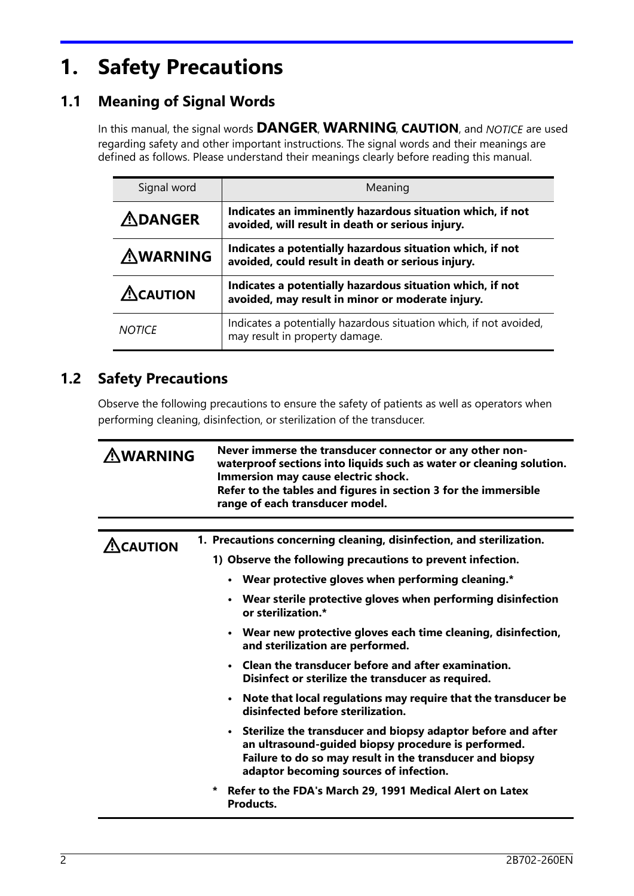# 1. Safety Precautions

## 1.1 Meaning of Signal Words

In this manual, the signal words **DANGER**, **WARNING**, **CAUTION**, and *NOTICE* are used regarding safety and other important instructions. The signal words and their meanings are defined as follows. Please understand their meanings clearly before reading this manual.

| Signal word | Meaning |
| --- | --- |
| ⚠**DANGER** | **Indicates an imminently hazardous situation which, if not avoided, will result in death or serious injury.** |
| ⚠**WARNING** | **Indicates a potentially hazardous situation which, if not avoided, could result in death or serious injury.** |
| ⚠**CAUTION** | **Indicates a potentially hazardous situation which, if not avoided, may result in minor or moderate injury.** |
| *NOTICE* | Indicates a potentially hazardous situation which, if not avoided, may result in property damage. |

## 1.2 Safety Precautions

Observe the following precautions to ensure the safety of patients as well as operators when performing cleaning, disinfection, or sterilization of the transducer.

⚠**WARNING**

**Never immerse the transducer connector or any other non-waterproof sections into liquids such as water or cleaning solution. Immersion may cause electric shock.**
**Refer to the tables and figures in section 3 for the immersible range of each transducer model.**

---

⚠**CAUTION**

**1. Precautions concerning cleaning, disinfection, and sterilization.**

**1) Observe the following precautions to prevent infection.**

- **Wear protective gloves when performing cleaning.***
- **Wear sterile protective gloves when performing disinfection or sterilization.***
- **Wear new protective gloves each time cleaning, disinfection, and sterilization are performed.**
- **Clean the transducer before and after examination. Disinfect or sterilize the transducer as required.**
- **Note that local regulations may require that the transducer be disinfected before sterilization.**
- **Sterilize the transducer and biopsy adaptor before and after an ultrasound-guided biopsy procedure is performed. Failure to do so may result in the transducer and biopsy adaptor becoming sources of infection.**

\* **Refer to the FDA's March 29, 1991 Medical Alert on Latex Products.**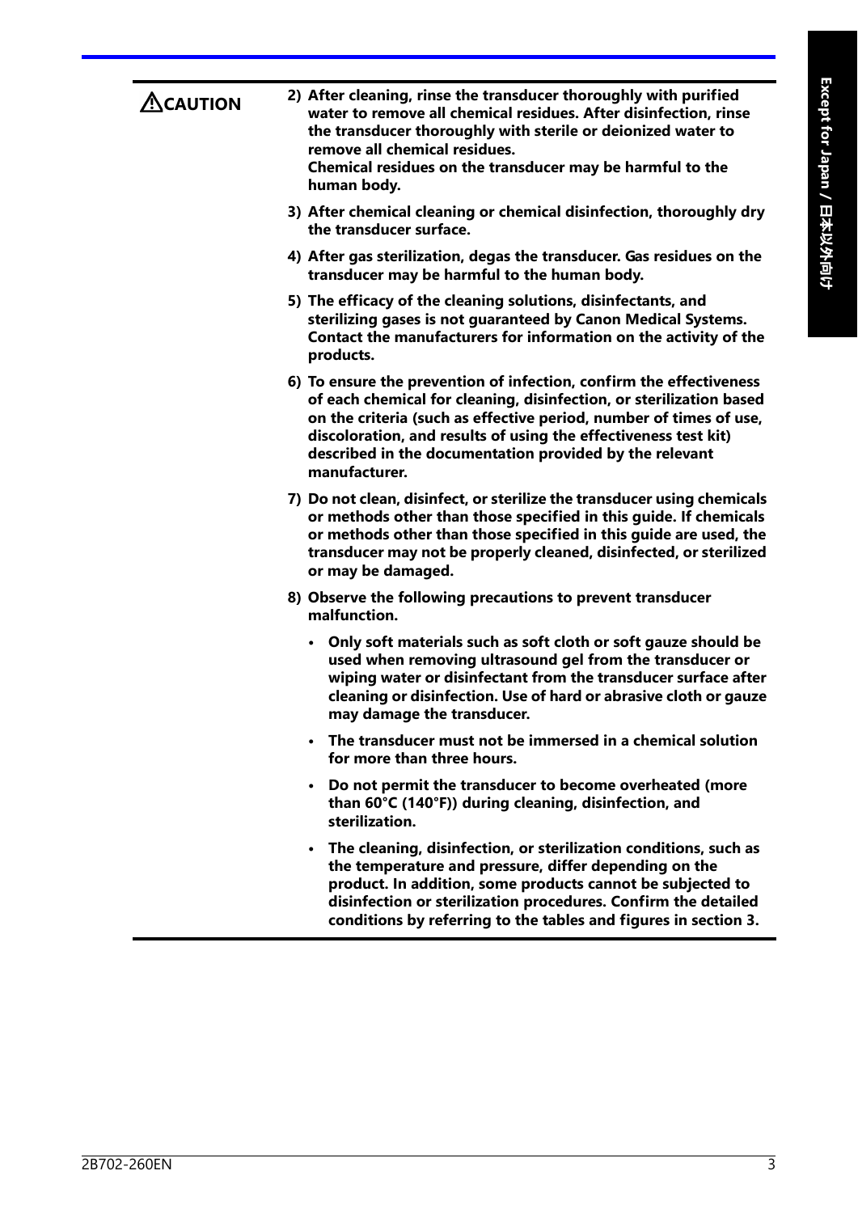**⚠CAUTION**

2) **After cleaning, rinse the transducer thoroughly with purified water to remove all chemical residues. After disinfection, rinse the transducer thoroughly with sterile or deionized water to remove all chemical residues.**
   **Chemical residues on the transducer may be harmful to the human body.**

3) **After chemical cleaning or chemical disinfection, thoroughly dry the transducer surface.**

4) **After gas sterilization, degas the transducer. Gas residues on the transducer may be harmful to the human body.**

5) **The efficacy of the cleaning solutions, disinfectants, and sterilizing gases is not guaranteed by Canon Medical Systems. Contact the manufacturers for information on the activity of the products.**

6) **To ensure the prevention of infection, confirm the effectiveness of each chemical for cleaning, disinfection, or sterilization based on the criteria (such as effective period, number of times of use, discoloration, and results of using the effectiveness test kit) described in the documentation provided by the relevant manufacturer.**

7) **Do not clean, disinfect, or sterilize the transducer using chemicals or methods other than those specified in this guide. If chemicals or methods other than those specified in this guide are used, the transducer may not be properly cleaned, disinfected, or sterilized or may be damaged.**

8) **Observe the following precautions to prevent transducer malfunction.**
   - **Only soft materials such as soft cloth or soft gauze should be used when removing ultrasound gel from the transducer or wiping water or disinfectant from the transducer surface after cleaning or disinfection. Use of hard or abrasive cloth or gauze may damage the transducer.**
   - **The transducer must not be immersed in a chemical solution for more than three hours.**
   - **Do not permit the transducer to become overheated (more than 60°C (140°F)) during cleaning, disinfection, and sterilization.**
   - **The cleaning, disinfection, or sterilization conditions, such as the temperature and pressure, differ depending on the product. In addition, some products cannot be subjected to disinfection or sterilization procedures. Confirm the detailed conditions by referring to the tables and figures in section 3.**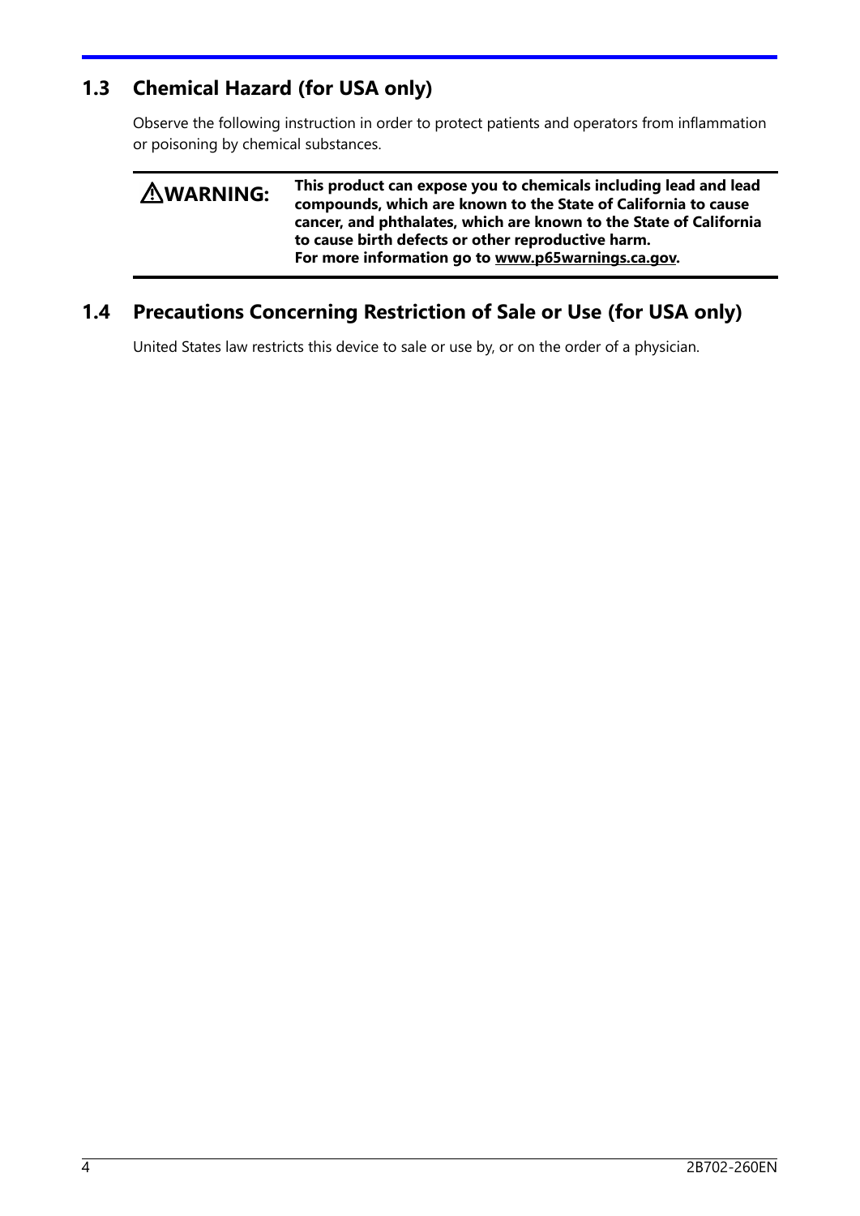## 1.3 Chemical Hazard (for USA only)

Observe the following instruction in order to protect patients and operators from inflammation or poisoning by chemical substances.

| | |
|---|---|
| ⚠**WARNING:** | **This product can expose you to chemicals including lead and lead compounds, which are known to the State of California to cause cancer, and phthalates, which are known to the State of California to cause birth defects or other reproductive harm.** **For more information go to www.p65warnings.ca.gov.** |

## 1.4 Precautions Concerning Restriction of Sale or Use (for USA only)

United States law restricts this device to sale or use by, or on the order of a physician.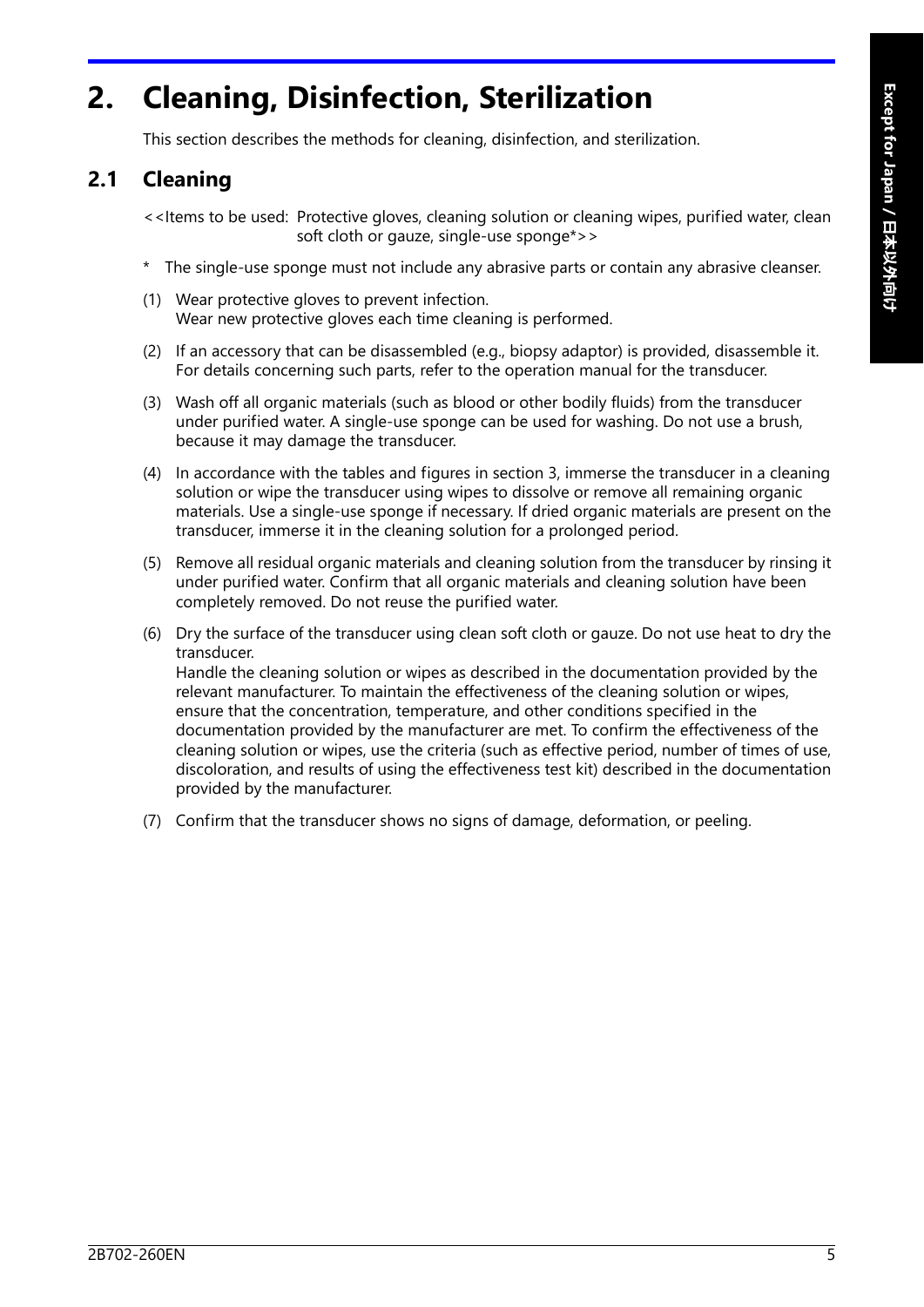# 2. Cleaning, Disinfection, Sterilization

This section describes the methods for cleaning, disinfection, and sterilization.

## 2.1 Cleaning

<<Items to be used: Protective gloves, cleaning solution or cleaning wipes, purified water, clean soft cloth or gauze, single-use sponge*>>

\* The single-use sponge must not include any abrasive parts or contain any abrasive cleanser.

(1) Wear protective gloves to prevent infection.
Wear new protective gloves each time cleaning is performed.

(2) If an accessory that can be disassembled (e.g., biopsy adaptor) is provided, disassemble it. For details concerning such parts, refer to the operation manual for the transducer.

(3) Wash off all organic materials (such as blood or other bodily fluids) from the transducer under purified water. A single-use sponge can be used for washing. Do not use a brush, because it may damage the transducer.

(4) In accordance with the tables and figures in section 3, immerse the transducer in a cleaning solution or wipe the transducer using wipes to dissolve or remove all remaining organic materials. Use a single-use sponge if necessary. If dried organic materials are present on the transducer, immerse it in the cleaning solution for a prolonged period.

(5) Remove all residual organic materials and cleaning solution from the transducer by rinsing it under purified water. Confirm that all organic materials and cleaning solution have been completely removed. Do not reuse the purified water.

(6) Dry the surface of the transducer using clean soft cloth or gauze. Do not use heat to dry the transducer.
Handle the cleaning solution or wipes as described in the documentation provided by the relevant manufacturer. To maintain the effectiveness of the cleaning solution or wipes, ensure that the concentration, temperature, and other conditions specified in the documentation provided by the manufacturer are met. To confirm the effectiveness of the cleaning solution or wipes, use the criteria (such as effective period, number of times of use, discoloration, and results of using the effectiveness test kit) described in the documentation provided by the manufacturer.

(7) Confirm that the transducer shows no signs of damage, deformation, or peeling.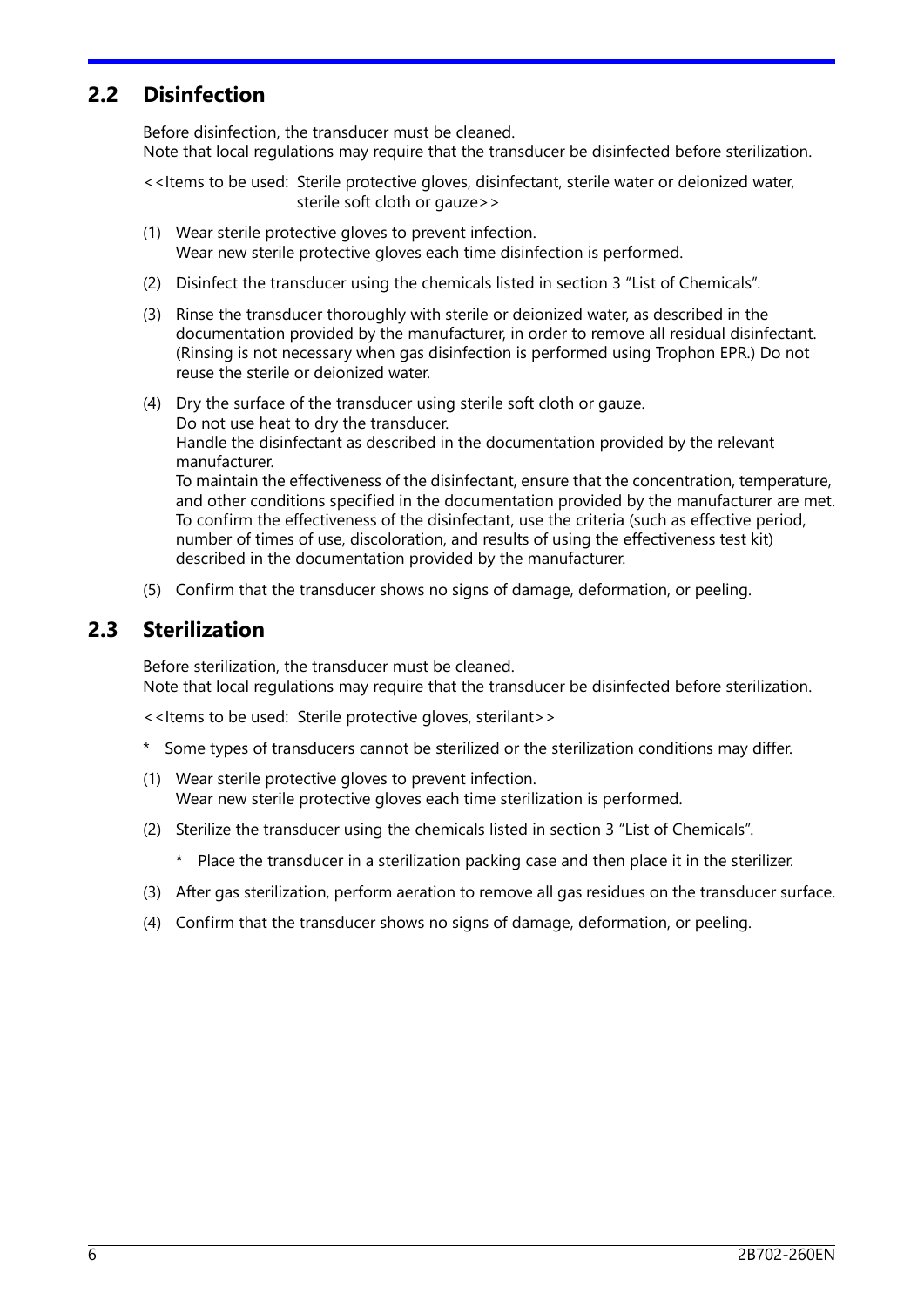## 2.2 Disinfection

Before disinfection, the transducer must be cleaned.
Note that local regulations may require that the transducer be disinfected before sterilization.

<<Items to be used: Sterile protective gloves, disinfectant, sterile water or deionized water, sterile soft cloth or gauze>>

(1) Wear sterile protective gloves to prevent infection.
Wear new sterile protective gloves each time disinfection is performed.

(2) Disinfect the transducer using the chemicals listed in section 3 "List of Chemicals".

(3) Rinse the transducer thoroughly with sterile or deionized water, as described in the documentation provided by the manufacturer, in order to remove all residual disinfectant. (Rinsing is not necessary when gas disinfection is performed using Trophon EPR.) Do not reuse the sterile or deionized water.

(4) Dry the surface of the transducer using sterile soft cloth or gauze.
Do not use heat to dry the transducer.
Handle the disinfectant as described in the documentation provided by the relevant manufacturer.
To maintain the effectiveness of the disinfectant, ensure that the concentration, temperature, and other conditions specified in the documentation provided by the manufacturer are met.
To confirm the effectiveness of the disinfectant, use the criteria (such as effective period, number of times of use, discoloration, and results of using the effectiveness test kit) described in the documentation provided by the manufacturer.

(5) Confirm that the transducer shows no signs of damage, deformation, or peeling.

## 2.3 Sterilization

Before sterilization, the transducer must be cleaned.
Note that local regulations may require that the transducer be disinfected before sterilization.

<<Items to be used: Sterile protective gloves, sterilant>>

\* Some types of transducers cannot be sterilized or the sterilization conditions may differ.

(1) Wear sterile protective gloves to prevent infection.
Wear new sterile protective gloves each time sterilization is performed.

(2) Sterilize the transducer using the chemicals listed in section 3 "List of Chemicals".

\* Place the transducer in a sterilization packing case and then place it in the sterilizer.

(3) After gas sterilization, perform aeration to remove all gas residues on the transducer surface.

(4) Confirm that the transducer shows no signs of damage, deformation, or peeling.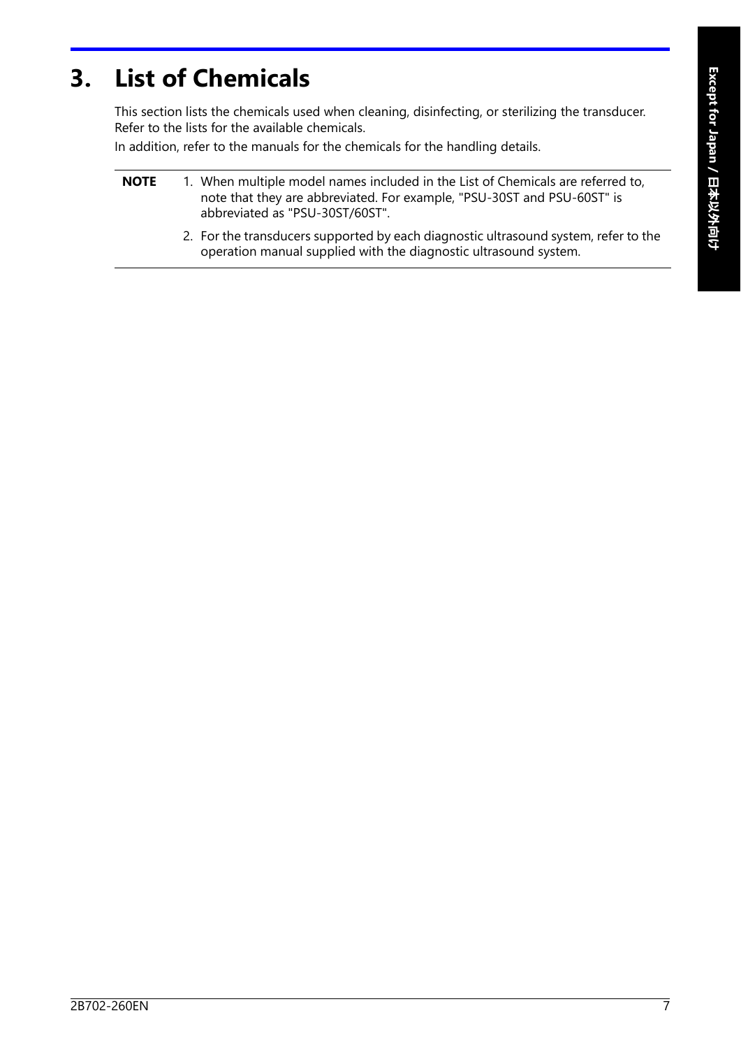# 3. List of Chemicals

This section lists the chemicals used when cleaning, disinfecting, or sterilizing the transducer. Refer to the lists for the available chemicals.

In addition, refer to the manuals for the chemicals for the handling details.

**NOTE**

1. When multiple model names included in the List of Chemicals are referred to, note that they are abbreviated. For example, "PSU-30ST and PSU-60ST" is abbreviated as "PSU-30ST/60ST".
2. For the transducers supported by each diagnostic ultrasound system, refer to the operation manual supplied with the diagnostic ultrasound system.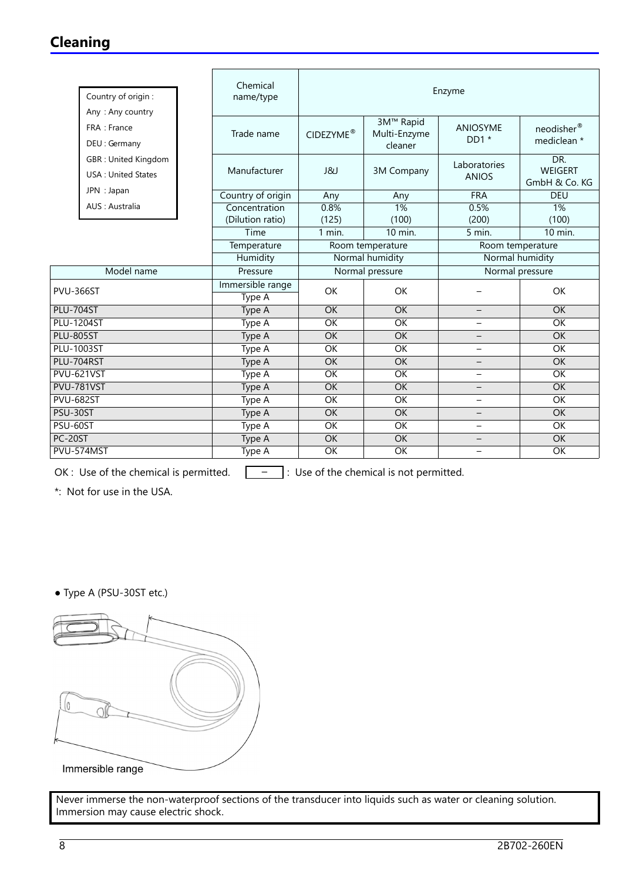## Cleaning

| Country of origin : |
|---|
| Any : Any country |
| FRA : France |
| DEU : Germany |
| GBR : United Kingdom |
| USA : United States |
| JPN : Japan |
| AUS : Australia |

| | Chemical name/type | Enzyme | | | |
|---|---|---|---|---|---|
| | Trade name | CIDEZYME® | 3M™ Rapid Multi-Enzyme cleaner | ANIOSYME DD1 * | neodisher® mediclean * |
| | Manufacturer | J&J | 3M Company | Laboratories ANIOS | DR. WEIGERT GmbH & Co. KG |
| | Country of origin | Any | Any | FRA | DEU |
| | Concentration (Dilution ratio) | 0.8% (125) | 1% (100) | 0.5% (200) | 1% (100) |
| | Time | 1 min. | 10 min. | 5 min. | 10 min. |
| | Temperature | Room temperature | | Room temperature | |
| | Humidity | Normal humidity | | Normal humidity | |
| Model name | Pressure | Normal pressure | | Normal pressure | |
| | Immersible range | | | | |
| PVU-366ST | Type A | OK | OK | – | OK |
| PLU-704ST | Type A | OK | OK | – | OK |
| PLU-1204ST | Type A | OK | OK | – | OK |
| PLU-805ST | Type A | OK | OK | – | OK |
| PLU-1003ST | Type A | OK | OK | – | OK |
| PLU-704RST | Type A | OK | OK | – | OK |
| PVU-621VST | Type A | OK | OK | – | OK |
| PVU-781VST | Type A | OK | OK | – | OK |
| PVU-682ST | Type A | OK | OK | – | OK |
| PSU-30ST | Type A | OK | OK | – | OK |
| PSU-60ST | Type A | OK | OK | – | OK |
| PC-20ST | Type A | OK | OK | – | OK |
| PVU-574MST | Type A | OK | OK | – | OK |

OK : Use of the chemical is permitted. – : Use of the chemical is not permitted.

*: Not for use in the USA.

● Type A (PSU-30ST etc.)

Immersible range

Never immerse the non-waterproof sections of the transducer into liquids such as water or cleaning solution. Immersion may cause electric shock.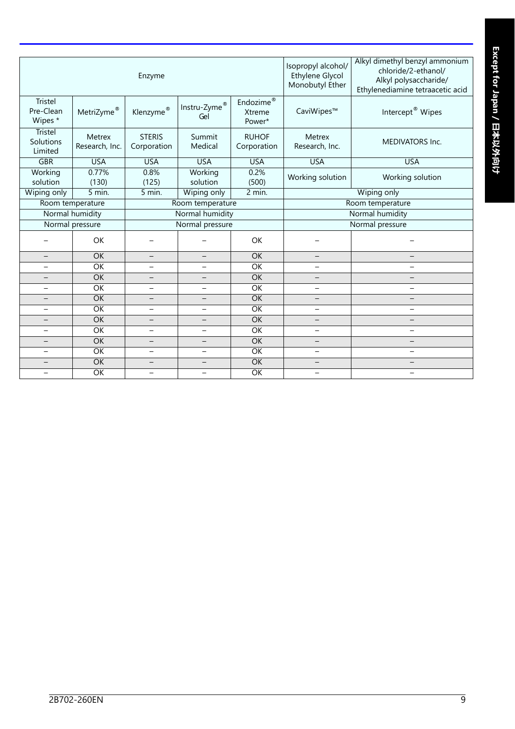| Enzyme | | | | | Isopropyl alcohol/ Ethylene Glycol Monobutyl Ether | Alkyl dimethyl benzyl ammonium chloride/2-ethanol/ Alkyl polysaccharide/ Ethylenediamine tetraacetic acid |
|---|---|---|---|---|---|---|
| Tristel Pre-Clean Wipes * | MetriZyme® | Klenzyme® | Instru-Zyme® Gel | Endozime® Xtreme Power* | CaviWipes™ | Intercept® Wipes |
| Tristel Solutions Limited | Metrex Research, Inc. | STERIS Corporation | Summit Medical | RUHOF Corporation | Metrex Research, Inc. | MEDIVATORS Inc. |
| GBR | USA | USA | USA | USA | USA | USA |
| Working solution | 0.77% (130) | 0.8% (125) | Working solution | 0.2% (500) | Working solution | Working solution |
| Wiping only | 5 min. | 5 min. | Wiping only | 2 min. | Wiping only | |
| Room temperature | | Room temperature | | | Room temperature | |
| Normal humidity | | Normal humidity | | | Normal humidity | |
| Normal pressure | | Normal pressure | | | Normal pressure | |
| – | OK | – | – | OK | – | – |
| – | OK | – | – | OK | – | – |
| – | OK | – | – | OK | – | – |
| – | OK | – | – | OK | – | – |
| – | OK | – | – | OK | – | – |
| – | OK | – | – | OK | – | – |
| – | OK | – | – | OK | – | – |
| – | OK | – | – | OK | – | – |
| – | OK | – | – | OK | – | – |
| – | OK | – | – | OK | – | – |
| – | OK | – | – | OK | – | – |
| – | OK | – | – | OK | – | – |
| – | OK | – | – | OK | – | – |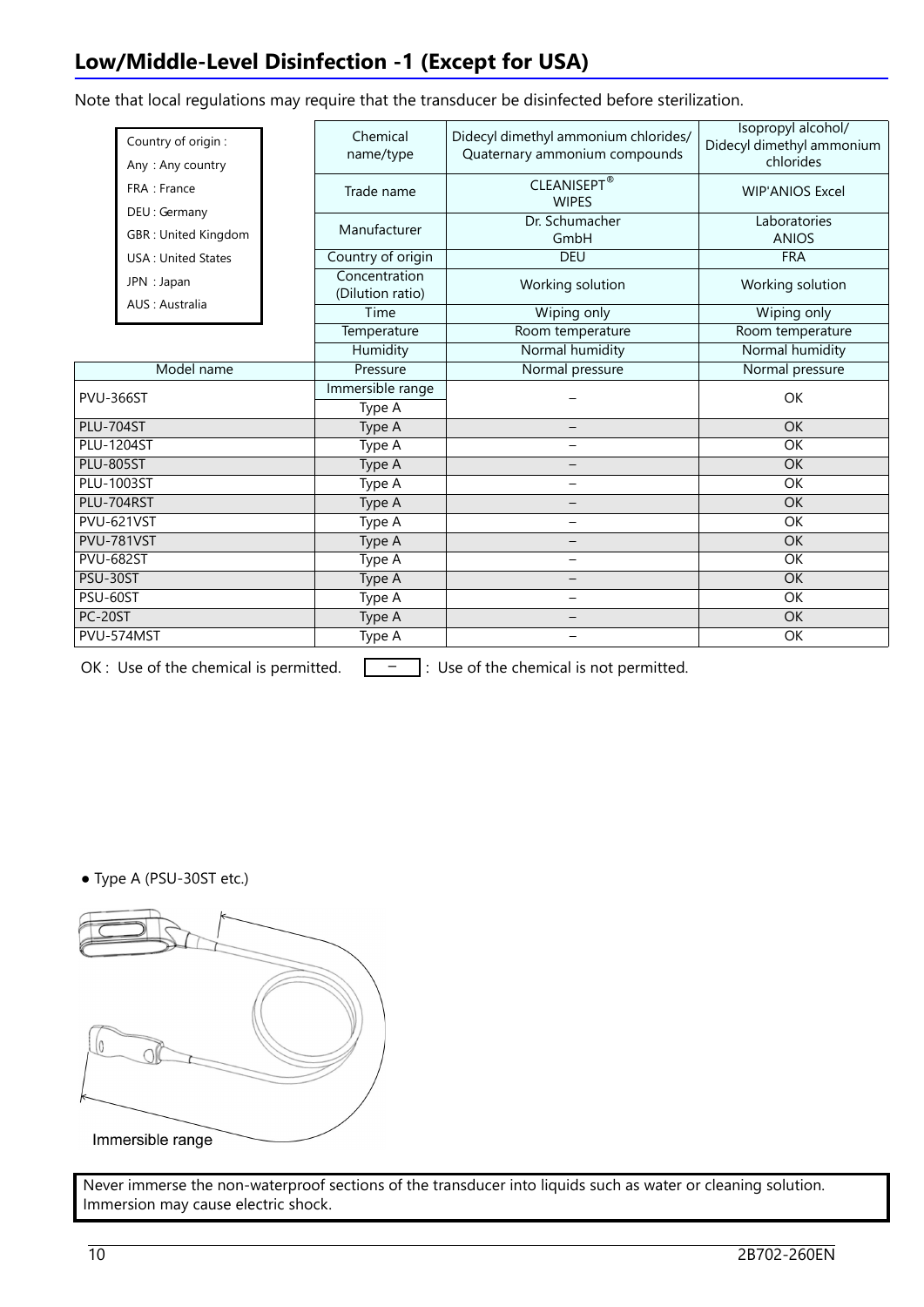## Low/Middle-Level Disinfection -1 (Except for USA)

Note that local regulations may require that the transducer be disinfected before sterilization.

Country of origin :
Any : Any country
FRA : France
DEU : Germany
GBR : United Kingdom
USA : United States
JPN : Japan
AUS : Australia

| | Chemical name/type | Didecyl dimethyl ammonium chlorides/ Quaternary ammonium compounds | Isopropyl alcohol/ Didecyl dimethyl ammonium chlorides |
|---|---|---|---|
| | Trade name | CLEANISEPT® WIPES | WIP'ANIOS Excel |
| | Manufacturer | Dr. Schumacher GmbH | Laboratories ANIOS |
| | Country of origin | DEU | FRA |
| | Concentration (Dilution ratio) | Working solution | Working solution |
| | Time | Wiping only | Wiping only |
| | Temperature | Room temperature | Room temperature |
| | Humidity | Normal humidity | Normal humidity |
| Model name | Pressure | Normal pressure | Normal pressure |
| PVU-366ST | Immersible range / Type A | – | OK |
| PLU-704ST | Type A | – | OK |
| PLU-1204ST | Type A | – | OK |
| PLU-805ST | Type A | – | OK |
| PLU-1003ST | Type A | – | OK |
| PLU-704RST | Type A | – | OK |
| PVU-621VST | Type A | – | OK |
| PVU-781VST | Type A | – | OK |
| PVU-682ST | Type A | – | OK |
| PSU-30ST | Type A | – | OK |
| PSU-60ST | Type A | – | OK |
| PC-20ST | Type A | – | OK |
| PVU-574MST | Type A | – | OK |

OK : Use of the chemical is permitted. – : Use of the chemical is not permitted.

- Type A (PSU-30ST etc.)

Immersible range

Never immerse the non-waterproof sections of the transducer into liquids such as water or cleaning solution. Immersion may cause electric shock.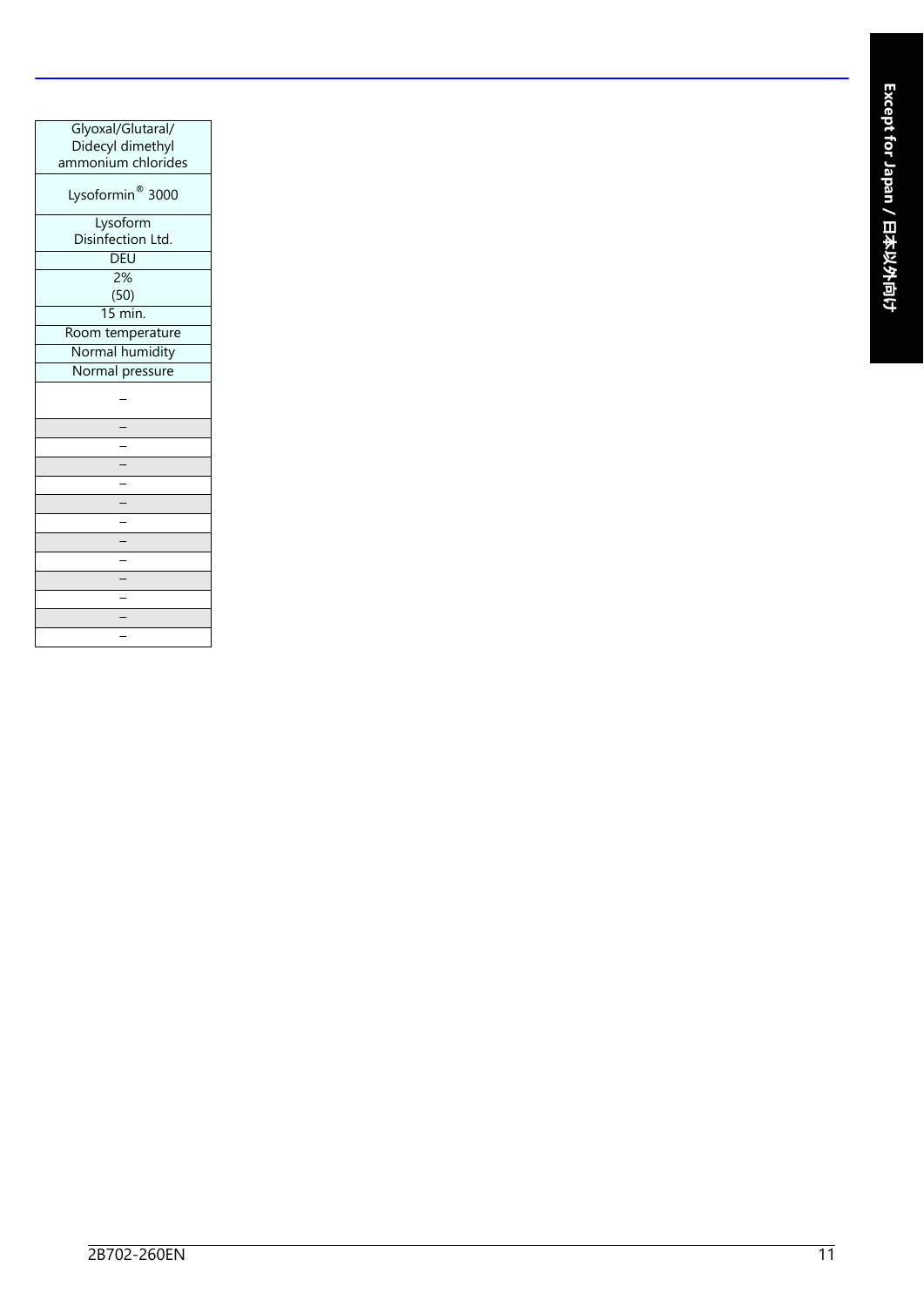| Glyoxal/Glutaral/ Didecyl dimethyl ammonium chlorides |
|---|
| Lysoformin® 3000 |
| Lysoform Disinfection Ltd. |
| DEU |
| 2% (50) |
| 15 min. |
| Room temperature |
| Normal humidity |
| Normal pressure |
| – |
| – |
| – |
| – |
| – |
| – |
| – |
| – |
| – |
| – |
| – |
| – |
| – |
| – |

Except for Japan / 日本以外向け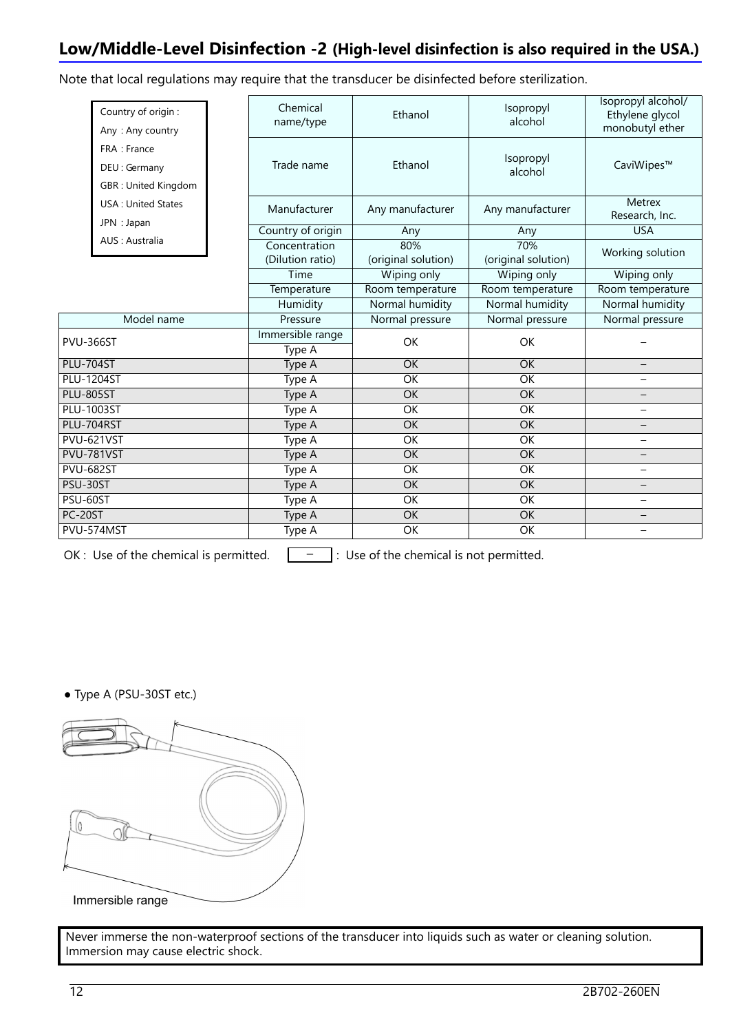## Low/Middle-Level Disinfection -2 (High-level disinfection is also required in the USA.)

Note that local regulations may require that the transducer be disinfected before sterilization.

Country of origin :
Any : Any country
FRA : France
DEU : Germany
GBR : United Kingdom
USA : United States
JPN : Japan
AUS : Australia

| | Chemical name/type | Ethanol | Isopropyl alcohol | Isopropyl alcohol/ Ethylene glycol monobutyl ether |
|---|---|---|---|---|
| | Trade name | Ethanol | Isopropyl alcohol | CaviWipes™ |
| | Manufacturer | Any manufacturer | Any manufacturer | Metrex Research, Inc. |
| | Country of origin | Any | Any | USA |
| | Concentration (Dilution ratio) | 80% (original solution) | 70% (original solution) | Working solution |
| | Time | Wiping only | Wiping only | Wiping only |
| | Temperature | Room temperature | Room temperature | Room temperature |
| | Humidity | Normal humidity | Normal humidity | Normal humidity |
| Model name | Pressure | Normal pressure | Normal pressure | Normal pressure |
| PVU-366ST | Immersible range Type A | OK | OK | – |
| PLU-704ST | Type A | OK | OK | – |
| PLU-1204ST | Type A | OK | OK | – |
| PLU-805ST | Type A | OK | OK | – |
| PLU-1003ST | Type A | OK | OK | – |
| PLU-704RST | Type A | OK | OK | – |
| PVU-621VST | Type A | OK | OK | – |
| PVU-781VST | Type A | OK | OK | – |
| PVU-682ST | Type A | OK | OK | – |
| PSU-30ST | Type A | OK | OK | – |
| PSU-60ST | Type A | OK | OK | – |
| PC-20ST | Type A | OK | OK | – |
| PVU-574MST | Type A | OK | OK | – |

OK : Use of the chemical is permitted. – : Use of the chemical is not permitted.

● Type A (PSU-30ST etc.)

Immersible range

Never immerse the non-waterproof sections of the transducer into liquids such as water or cleaning solution. Immersion may cause electric shock.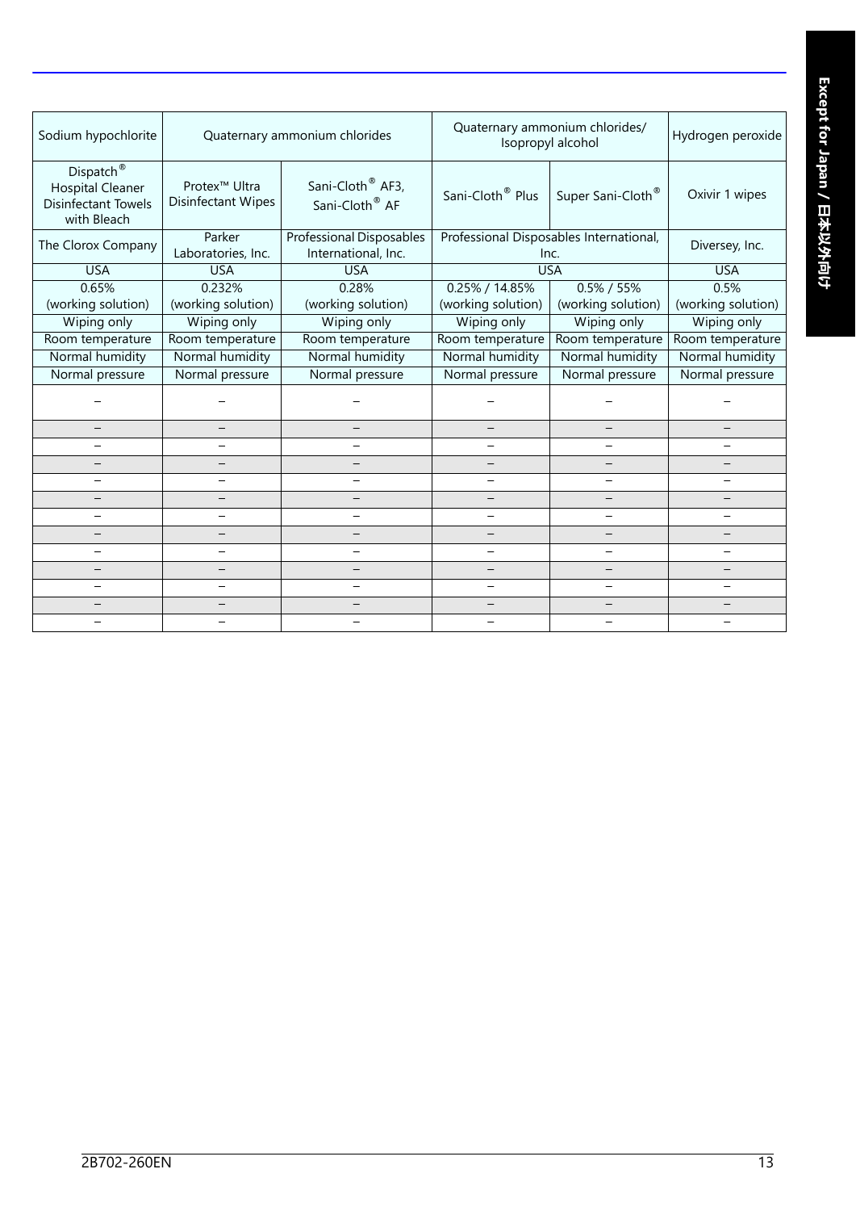| Sodium hypochlorite | Quaternary ammonium chlorides | | Quaternary ammonium chlorides/ Isopropyl alcohol | | Hydrogen peroxide |
|---|---|---|---|---|---|
| Dispatch® Hospital Cleaner Disinfectant Towels with Bleach | Protex™ Ultra Disinfectant Wipes | Sani-Cloth® AF3, Sani-Cloth® AF | Sani-Cloth® Plus | Super Sani-Cloth® | Oxivir 1 wipes |
| The Clorox Company | Parker Laboratories, Inc. | Professional Disposables International, Inc. | Professional Disposables International, Inc. | | Diversey, Inc. |
| USA | USA | USA | USA | | USA |
| 0.65% (working solution) | 0.232% (working solution) | 0.28% (working solution) | 0.25% / 14.85% (working solution) | 0.5% / 55% (working solution) | 0.5% (working solution) |
| Wiping only | Wiping only | Wiping only | Wiping only | Wiping only | Wiping only |
| Room temperature | Room temperature | Room temperature | Room temperature | Room temperature | Room temperature |
| Normal humidity | Normal humidity | Normal humidity | Normal humidity | Normal humidity | Normal humidity |
| Normal pressure | Normal pressure | Normal pressure | Normal pressure | Normal pressure | Normal pressure |
| – | – | – | – | – | – |
| – | – | – | – | – | – |
| – | – | – | – | – | – |
| – | – | – | – | – | – |
| – | – | – | – | – | – |
| – | – | – | – | – | – |
| – | – | – | – | – | – |
| – | – | – | – | – | – |
| – | – | – | – | – | – |
| – | – | – | – | – | – |
| – | – | – | – | – | – |
| – | – | – | – | – | – |
| – | – | – | – | – | – |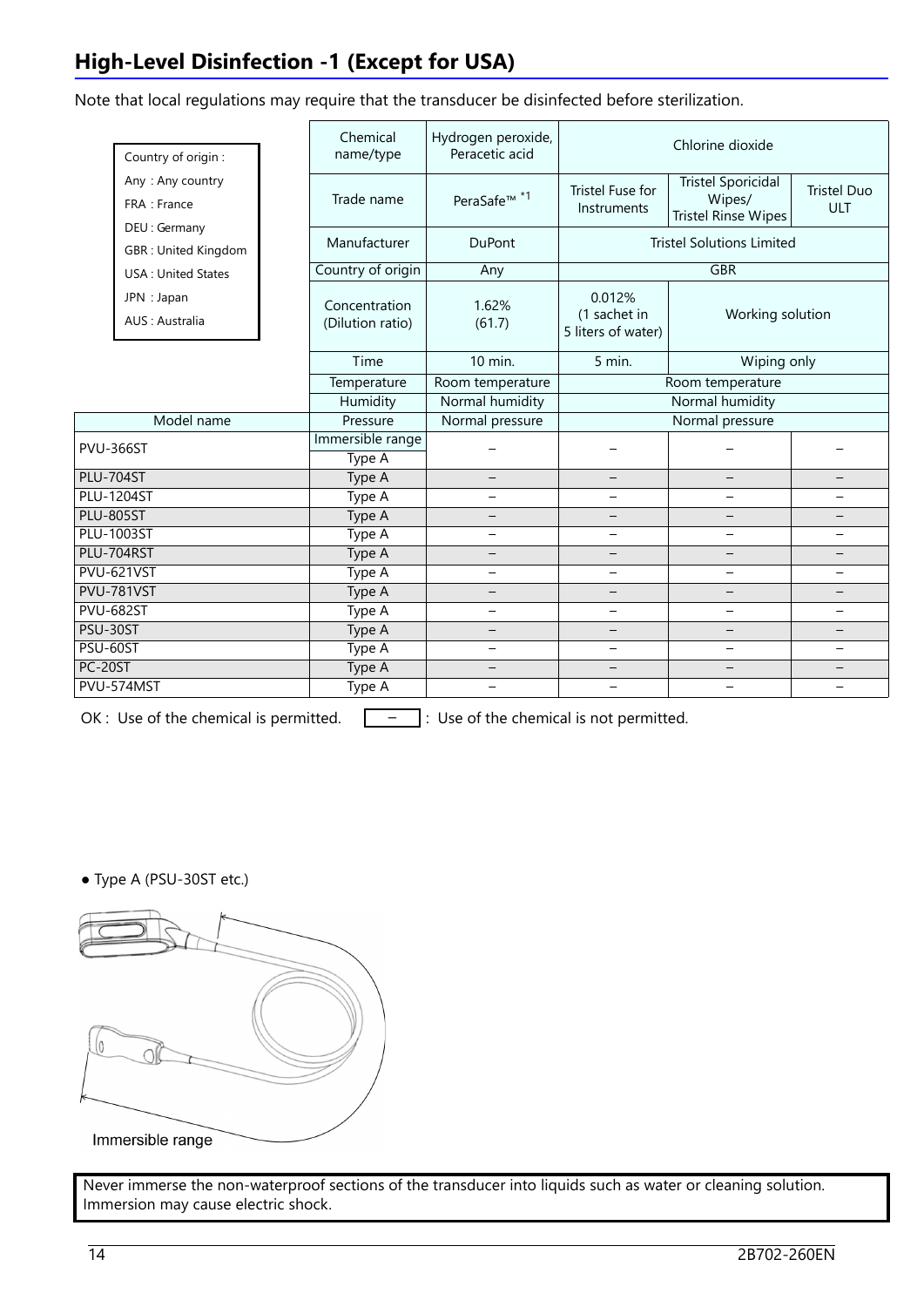## High-Level Disinfection -1 (Except for USA)

Note that local regulations may require that the transducer be disinfected before sterilization.

| Country of origin : |
|---|
| Any : Any country |
| FRA : France |
| DEU : Germany |
| GBR : United Kingdom |
| USA : United States |
| JPN : Japan |
| AUS : Australia |

| | Chemical name/type | Hydrogen peroxide, Peracetic acid | Chlorine dioxide | | |
|---|---|---|---|---|---|
| | Trade name | PeraSafe™ *1 | Tristel Fuse for Instruments | Tristel Sporicidal Wipes/ Tristel Rinse Wipes | Tristel Duo ULT |
| | Manufacturer | DuPont | Tristel Solutions Limited | | |
| | Country of origin | Any | GBR | | |
| | Concentration (Dilution ratio) | 1.62% (61.7) | 0.012% (1 sachet in 5 liters of water) | Working solution | |
| | Time | 10 min. | 5 min. | Wiping only | |
| | Temperature | Room temperature | Room temperature | | |
| | Humidity | Normal humidity | Normal humidity | | |
| Model name | Pressure | Normal pressure | Normal pressure | | |
| | Immersible range | | | | |
| PVU-366ST | Type A | – | – | – | – |
| PLU-704ST | Type A | – | – | – | – |
| PLU-1204ST | Type A | – | – | – | – |
| PLU-805ST | Type A | – | – | – | – |
| PLU-1003ST | Type A | – | – | – | – |
| PLU-704RST | Type A | – | – | – | – |
| PVU-621VST | Type A | – | – | – | – |
| PVU-781VST | Type A | – | – | – | – |
| PVU-682ST | Type A | – | – | – | – |
| PSU-30ST | Type A | – | – | – | – |
| PSU-60ST | Type A | – | – | – | – |
| PC-20ST | Type A | – | – | – | – |
| PVU-574MST | Type A | – | – | – | – |

OK : Use of the chemical is permitted. – : Use of the chemical is not permitted.

● Type A (PSU-30ST etc.)

Immersible range

Never immerse the non-waterproof sections of the transducer into liquids such as water or cleaning solution. Immersion may cause electric shock.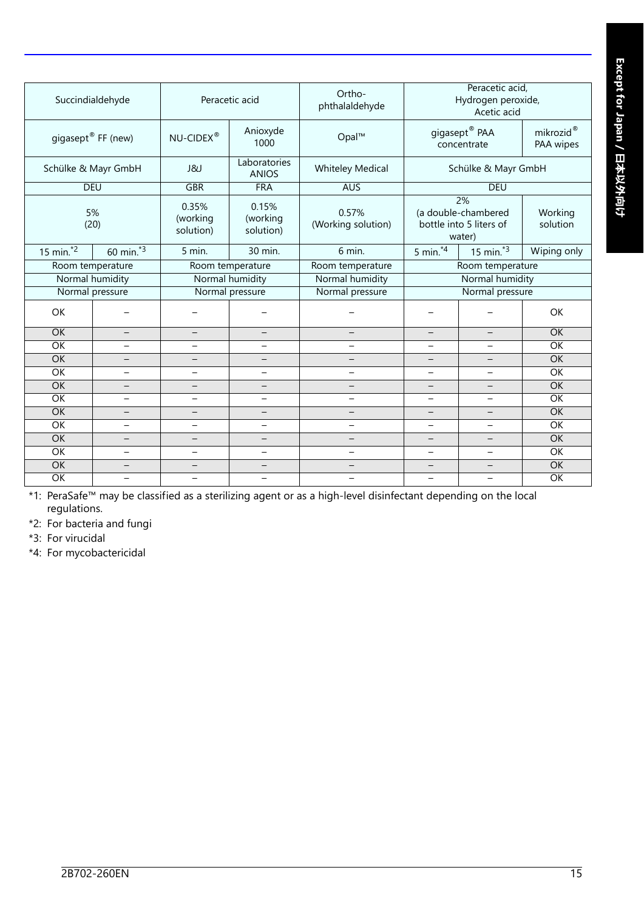| Succindialdehyde | | Peracetic acid | | Ortho-phthalaldehyde | Peracetic acid, Hydrogen peroxide, Acetic acid | | |
|---|---|---|---|---|---|---|---|
| gigasept® FF (new) | | NU-CIDEX® | Anioxyde 1000 | Opal™ | gigasept® PAA concentrate | | mikrozid® PAA wipes |
| Schülke & Mayr GmbH | | J&J | Laboratories ANIOS | Whiteley Medical | Schülke & Mayr GmbH | | |
| DEU | | GBR | FRA | AUS | DEU | | |
| 5% (20) | | 0.35% (working solution) | 0.15% (working solution) | 0.57% (Working solution) | 2% (a double-chambered bottle into 5 liters of water) | | Working solution |
| 15 min.*2 | 60 min.*3 | 5 min. | 30 min. | 6 min. | 5 min.*4 | 15 min.*3 | Wiping only |
| Room temperature | | Room temperature | | Room temperature | Room temperature | | |
| Normal humidity | | Normal humidity | | Normal humidity | Normal humidity | | |
| Normal pressure | | Normal pressure | | Normal pressure | Normal pressure | | |
| OK | – | – | – | – | – | – | OK |
| OK | – | – | – | – | – | – | OK |
| OK | – | – | – | – | – | – | OK |
| OK | – | – | – | – | – | – | OK |
| OK | – | – | – | – | – | – | OK |
| OK | – | – | – | – | – | – | OK |
| OK | – | – | – | – | – | – | OK |
| OK | – | – | – | – | – | – | OK |
| OK | – | – | – | – | – | – | OK |
| OK | – | – | – | – | – | – | OK |
| OK | – | – | – | – | – | – | OK |
| OK | – | – | – | – | – | – | OK |
| OK | – | – | – | – | – | – | OK |

*1: PeraSafe™ may be classified as a sterilizing agent or as a high-level disinfectant depending on the local regulations.

*2: For bacteria and fungi

*3: For virucidal

*4: For mycobactericidal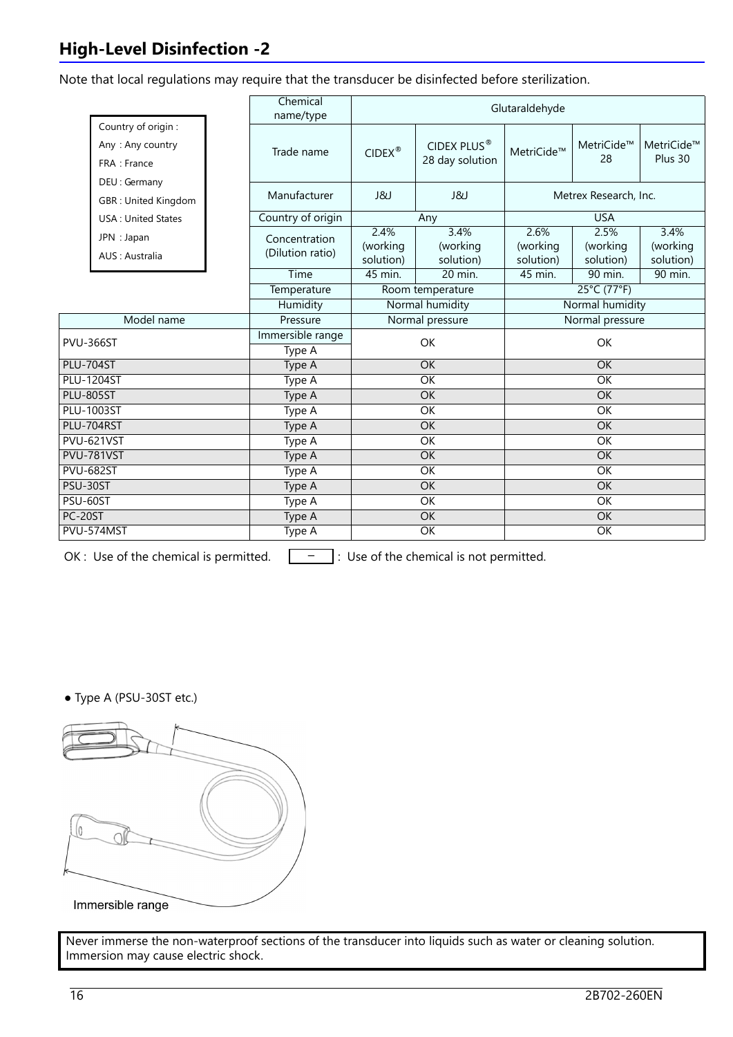## High-Level Disinfection -2

Note that local regulations may require that the transducer be disinfected before sterilization.

Country of origin :
Any : Any country
FRA : France
DEU : Germany
GBR : United Kingdom
USA : United States
JPN : Japan
AUS : Australia

| | Chemical name/type | Glutaraldehyde | | | | |
|---|---|---|---|---|---|---|
| | Trade name | CIDEX® | CIDEX PLUS® 28 day solution | MetriCide™ | MetriCide™ 28 | MetriCide™ Plus 30 |
| | Manufacturer | J&J | J&J | Metrex Research, Inc. | | |
| | Country of origin | Any | | USA | | |
| | Concentration (Dilution ratio) | 2.4% (working solution) | 3.4% (working solution) | 2.6% (working solution) | 2.5% (working solution) | 3.4% (working solution) |
| | Time | 45 min. | 20 min. | 45 min. | 90 min. | 90 min. |
| | Temperature | Room temperature | | 25°C (77°F) | | |
| | Humidity | Normal humidity | | Normal humidity | | |
| **Model name** | Pressure | Normal pressure | | Normal pressure | | |
| | Immersible range | | | | | |
| PVU-366ST | Type A | OK | | OK | | |
| PLU-704ST | Type A | OK | | OK | | |
| PLU-1204ST | Type A | OK | | OK | | |
| PLU-805ST | Type A | OK | | OK | | |
| PLU-1003ST | Type A | OK | | OK | | |
| PLU-704RST | Type A | OK | | OK | | |
| PVU-621VST | Type A | OK | | OK | | |
| PVU-781VST | Type A | OK | | OK | | |
| PVU-682ST | Type A | OK | | OK | | |
| PSU-30ST | Type A | OK | | OK | | |
| PSU-60ST | Type A | OK | | OK | | |
| PC-20ST | Type A | OK | | OK | | |
| PVU-574MST | Type A | OK | | OK | | |

OK : Use of the chemical is permitted. – : Use of the chemical is not permitted.

● Type A (PSU-30ST etc.)

Immersible range

Never immerse the non-waterproof sections of the transducer into liquids such as water or cleaning solution. Immersion may cause electric shock.

2B702-260EN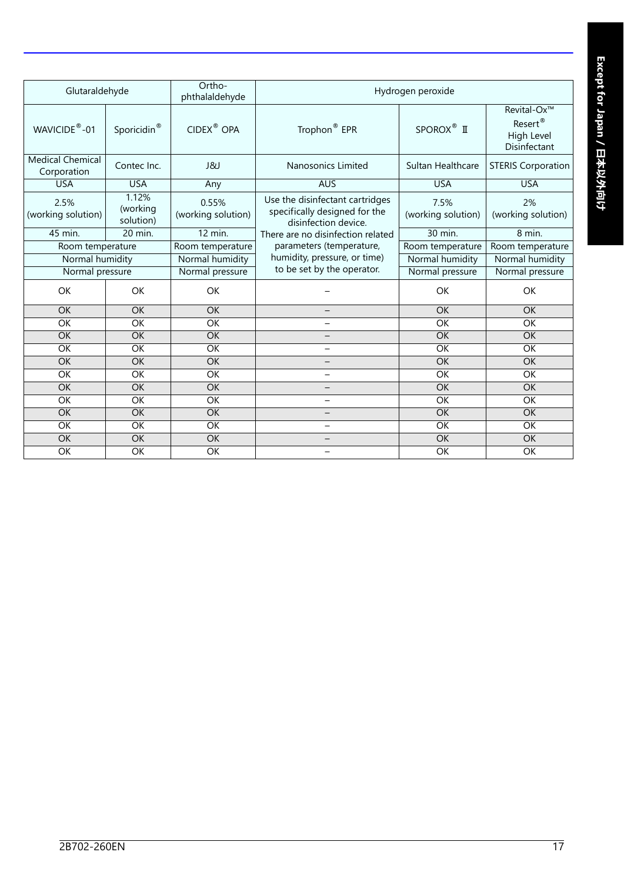| Glutaraldehyde | | Ortho-phthalaldehyde | Hydrogen peroxide | | |
|---|---|---|---|---|---|
| WAVICIDE®-01 | Sporicidin® | CIDEX® OPA | Trophon® EPR | SPOROX® Ⅱ | Revital-Ox™ Resert® High Level Disinfectant |
| Medical Chemical Corporation | Contec Inc. | J&J | Nanosonics Limited | Sultan Healthcare | STERIS Corporation |
| USA | USA | Any | AUS | USA | USA |
| 2.5% (working solution) | 1.12% (working solution) | 0.55% (working solution) | Use the disinfectant cartridges specifically designed for the disinfection device. There are no disinfection related parameters (temperature, humidity, pressure, or time) to be set by the operator. | 7.5% (working solution) | 2% (working solution) |
| 45 min. | 20 min. | 12 min. | | 30 min. | 8 min. |
| Room temperature | | Room temperature | | Room temperature | Room temperature |
| Normal humidity | | Normal humidity | | Normal humidity | Normal humidity |
| Normal pressure | | Normal pressure | | Normal pressure | Normal pressure |
| OK | OK | OK | – | OK | OK |
| OK | OK | OK | – | OK | OK |
| OK | OK | OK | – | OK | OK |
| OK | OK | OK | – | OK | OK |
| OK | OK | OK | – | OK | OK |
| OK | OK | OK | – | OK | OK |
| OK | OK | OK | – | OK | OK |
| OK | OK | OK | – | OK | OK |
| OK | OK | OK | – | OK | OK |
| OK | OK | OK | – | OK | OK |
| OK | OK | OK | – | OK | OK |
| OK | OK | OK | – | OK | OK |
| OK | OK | OK | – | OK | OK |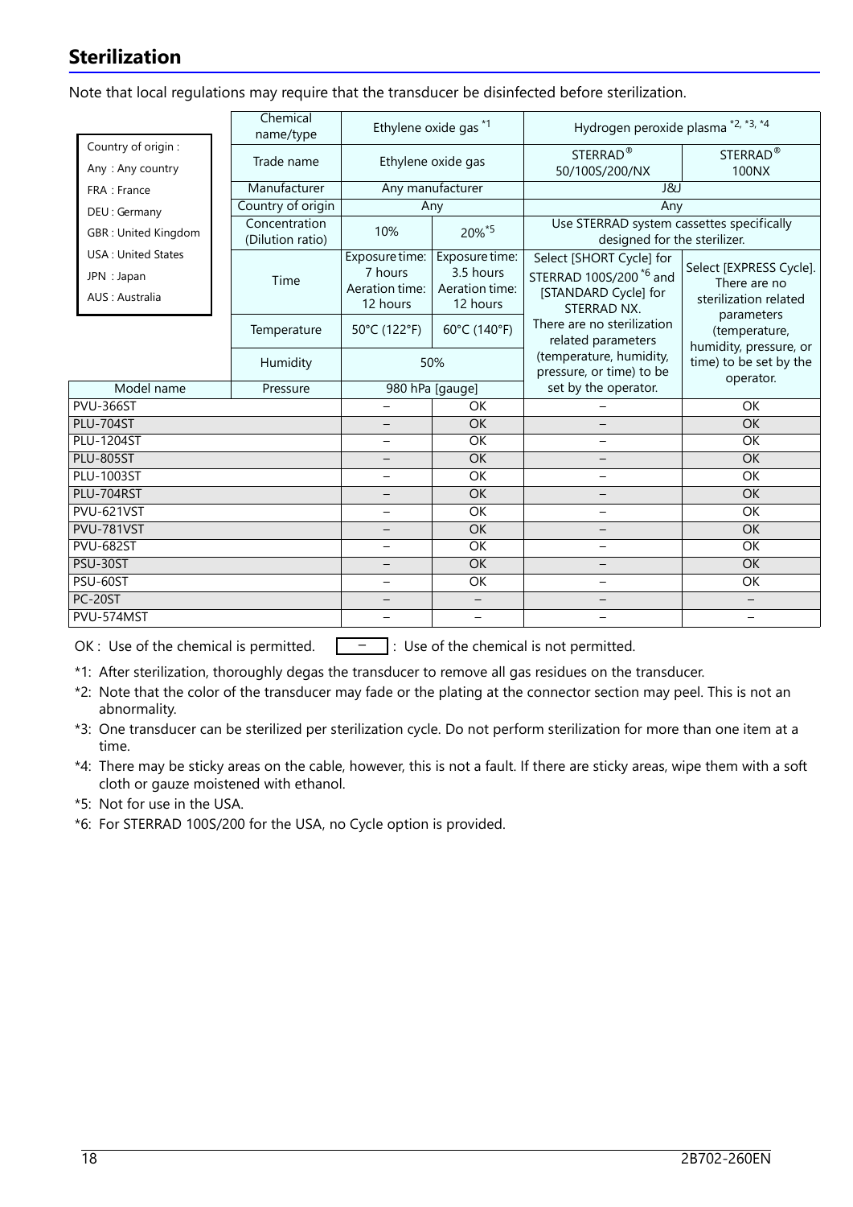## Sterilization

Note that local regulations may require that the transducer be disinfected before sterilization.

| Country of origin : Any : Any country, FRA : France, DEU : Germany, GBR : United Kingdom, USA : United States, JPN : Japan, AUS : Australia | Chemical name/type | Ethylene oxide gas [*1] | | Hydrogen peroxide plasma [*2, *3, *4] | |
|---|---|---|---|---|---|
| | Trade name | Ethylene oxide gas | | STERRAD® 50/100S/200/NX | STERRAD® 100NX |
| | Manufacturer | Any manufacturer | | J&J | |
| | Country of origin | Any | | Any | |
| | Concentration (Dilution ratio) | 10% | 20%[*5] | Use STERRAD system cassettes specifically designed for the sterilizer. | |
| | Time | Exposure time: 7 hours Aeration time: 12 hours | Exposure time: 3.5 hours Aeration time: 12 hours | Select [SHORT Cycle] for STERRAD 100S/200 [*6] and [STANDARD Cycle] for STERRAD NX. There are no sterilization related parameters (temperature, humidity, pressure, or time) to be set by the operator. | Select [EXPRESS Cycle]. There are no sterilization related parameters (temperature, humidity, pressure, or time) to be set by the operator. |
| | Temperature | 50°C (122°F) | 60°C (140°F) | | |
| | Humidity | 50% | | | |
| Model name | Pressure | 980 hPa [gauge] | | | |
| PVU-366ST | | – | OK | – | OK |
| PLU-704ST | | – | OK | – | OK |
| PLU-1204ST | | – | OK | – | OK |
| PLU-805ST | | – | OK | – | OK |
| PLU-1003ST | | – | OK | – | OK |
| PLU-704RST | | – | OK | – | OK |
| PVU-621VST | | – | OK | – | OK |
| PVU-781VST | | – | OK | – | OK |
| PVU-682ST | | – | OK | – | OK |
| PSU-30ST | | – | OK | – | OK |
| PSU-60ST | | – | OK | – | OK |
| PC-20ST | | – | – | – | – |
| PVU-574MST | | – | – | – | – |

OK : Use of the chemical is permitted. – : Use of the chemical is not permitted.

*1: After sterilization, thoroughly degas the transducer to remove all gas residues on the transducer.

*2: Note that the color of the transducer may fade or the plating at the connector section may peel. This is not an abnormality.

*3: One transducer can be sterilized per sterilization cycle. Do not perform sterilization for more than one item at a time.

*4: There may be sticky areas on the cable, however, this is not a fault. If there are sticky areas, wipe them with a soft cloth or gauze moistened with ethanol.

*5: Not for use in the USA.

*6: For STERRAD 100S/200 for the USA, no Cycle option is provided.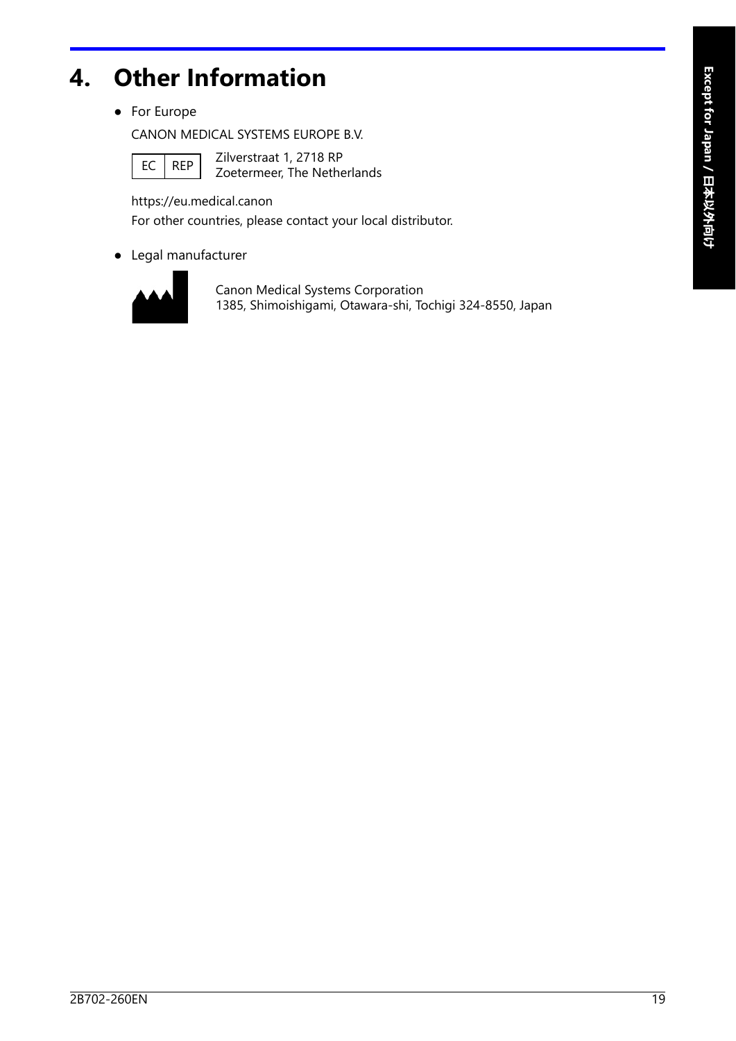# 4. Other Information

- For Europe

  CANON MEDICAL SYSTEMS EUROPE B.V.

  | EC | REP |
  |---|---|

  Zilverstraat 1, 2718 RP
  Zoetermeer, The Netherlands

  https://eu.medical.canon

  For other countries, please contact your local distributor.

- Legal manufacturer

  Canon Medical Systems Corporation
  1385, Shimoishigami, Otawara-shi, Tochigi 324-8550, Japan